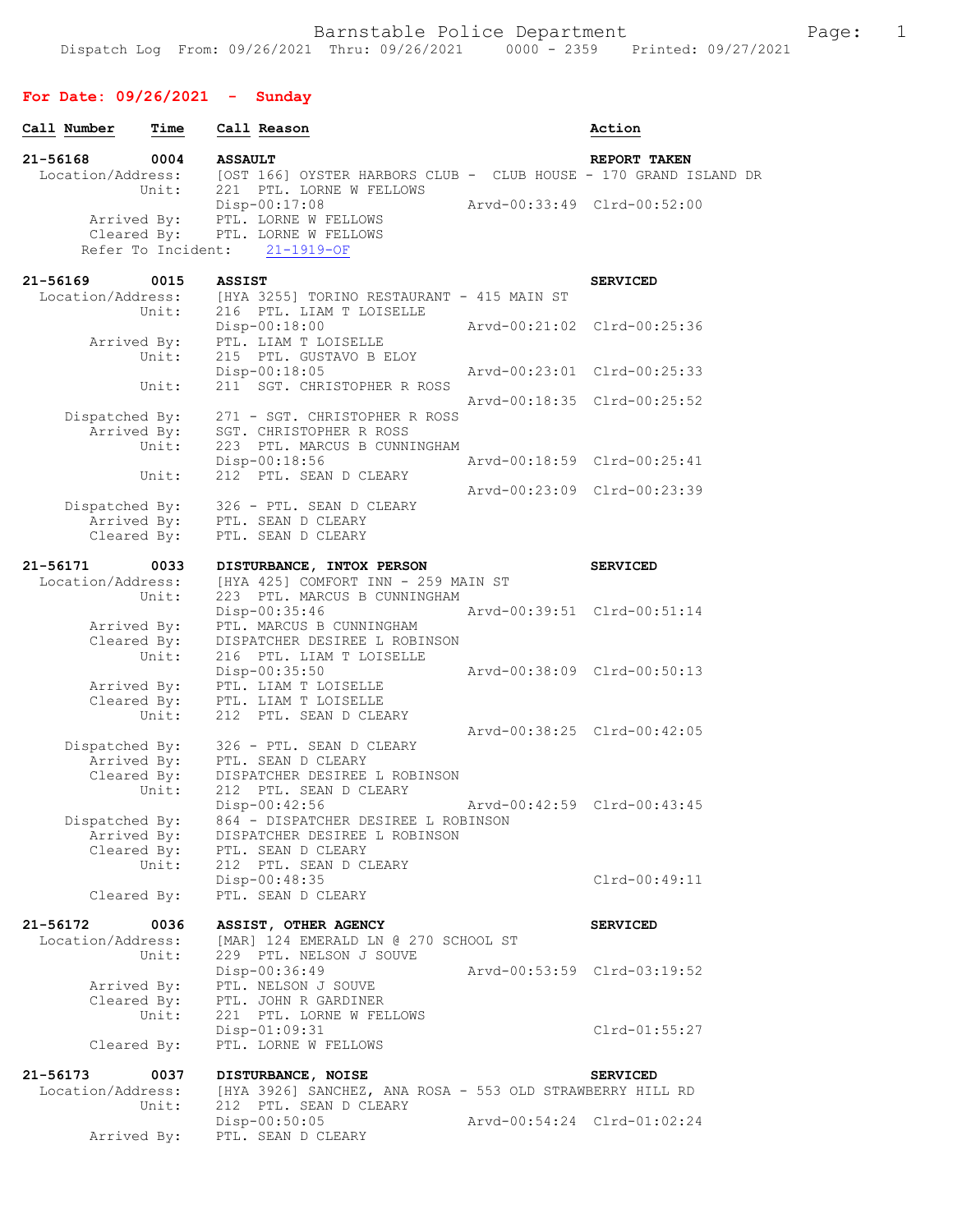Barnstable Police Department

Dispatch Log From: 09/26/2021 Thru: 09/26/2021 0000 - 2359 Printed: 09/27/2021

## For Date: 09/26/2021 - Sunday

| Call Number | Time | Call Reason | Action |
|---|---|---|---|

**21-56168 0004 ASSAULT — REPORT TAKEN**

```
 Location/Address:   [OST 166] OYSTER HARBORS CLUB - CLUB HOUSE - 170 GRAND ISLAND DR
            Unit:    221  PTL. LORNE W FELLOWS
                     Disp-00:17:08                 Arvd-00:33:49  Clrd-00:52:00
      Arrived By:    PTL. LORNE W FELLOWS
      Cleared By:    PTL. LORNE W FELLOWS
   Refer To Incident:   21-1919-OF
```

**21-56169 0015 ASSIST — SERVICED**

```
 Location/Address:   [HYA 3255] TORINO RESTAURANT - 415 MAIN ST
            Unit:    216  PTL. LIAM T LOISELLE
                     Disp-00:18:00                 Arvd-00:21:02  Clrd-00:25:36
      Arrived By:    PTL. LIAM T LOISELLE
            Unit:    215  PTL. GUSTAVO B ELOY
                     Disp-00:18:05                 Arvd-00:23:01  Clrd-00:25:33
            Unit:    211  SGT. CHRISTOPHER R ROSS
                                                   Arvd-00:18:35  Clrd-00:25:52
   Dispatched By:    271 - SGT. CHRISTOPHER R ROSS
      Arrived By:    SGT. CHRISTOPHER R ROSS
            Unit:    223  PTL. MARCUS B CUNNINGHAM
                     Disp-00:18:56                 Arvd-00:18:59  Clrd-00:25:41
            Unit:    212  PTL. SEAN D CLEARY
                                                   Arvd-00:23:09  Clrd-00:23:39
   Dispatched By:    326 - PTL. SEAN D CLEARY
      Arrived By:    PTL. SEAN D CLEARY
      Cleared By:    PTL. SEAN D CLEARY
```

**21-56171 0033 DISTURBANCE, INTOX PERSON — SERVICED**

```
 Location/Address:   [HYA 425] COMFORT INN - 259 MAIN ST
            Unit:    223  PTL. MARCUS B CUNNINGHAM
                     Disp-00:35:46                 Arvd-00:39:51  Clrd-00:51:14
      Arrived By:    PTL. MARCUS B CUNNINGHAM
      Cleared By:    DISPATCHER DESIREE L ROBINSON
            Unit:    216  PTL. LIAM T LOISELLE
                     Disp-00:35:50                 Arvd-00:38:09  Clrd-00:50:13
      Arrived By:    PTL. LIAM T LOISELLE
      Cleared By:    PTL. LIAM T LOISELLE
            Unit:    212  PTL. SEAN D CLEARY
                                                   Arvd-00:38:25  Clrd-00:42:05
   Dispatched By:    326 - PTL. SEAN D CLEARY
      Arrived By:    PTL. SEAN D CLEARY
      Cleared By:    DISPATCHER DESIREE L ROBINSON
            Unit:    212  PTL. SEAN D CLEARY
                     Disp-00:42:56                 Arvd-00:42:59  Clrd-00:43:45
   Dispatched By:    864 - DISPATCHER DESIREE L ROBINSON
      Arrived By:    DISPATCHER DESIREE L ROBINSON
      Cleared By:    PTL. SEAN D CLEARY
            Unit:    212  PTL. SEAN D CLEARY
                     Disp-00:48:35                                Clrd-00:49:11
      Cleared By:    PTL. SEAN D CLEARY
```

**21-56172 0036 ASSIST, OTHER AGENCY — SERVICED**

```
 Location/Address:   [MAR] 124 EMERALD LN @ 270 SCHOOL ST
            Unit:    229  PTL. NELSON J SOUVE
                     Disp-00:36:49                 Arvd-00:53:59  Clrd-03:19:52
      Arrived By:    PTL. NELSON J SOUVE
      Cleared By:    PTL. JOHN R GARDINER
            Unit:    221  PTL. LORNE W FELLOWS
                     Disp-01:09:31                                Clrd-01:55:27
      Cleared By:    PTL. LORNE W FELLOWS
```

**21-56173 0037 DISTURBANCE, NOISE — SERVICED**

```
 Location/Address:   [HYA 3926] SANCHEZ, ANA ROSA - 553 OLD STRAWBERRY HILL RD
            Unit:    212  PTL. SEAN D CLEARY
                     Disp-00:50:05                 Arvd-00:54:24  Clrd-01:02:24
      Arrived By:    PTL. SEAN D CLEARY
```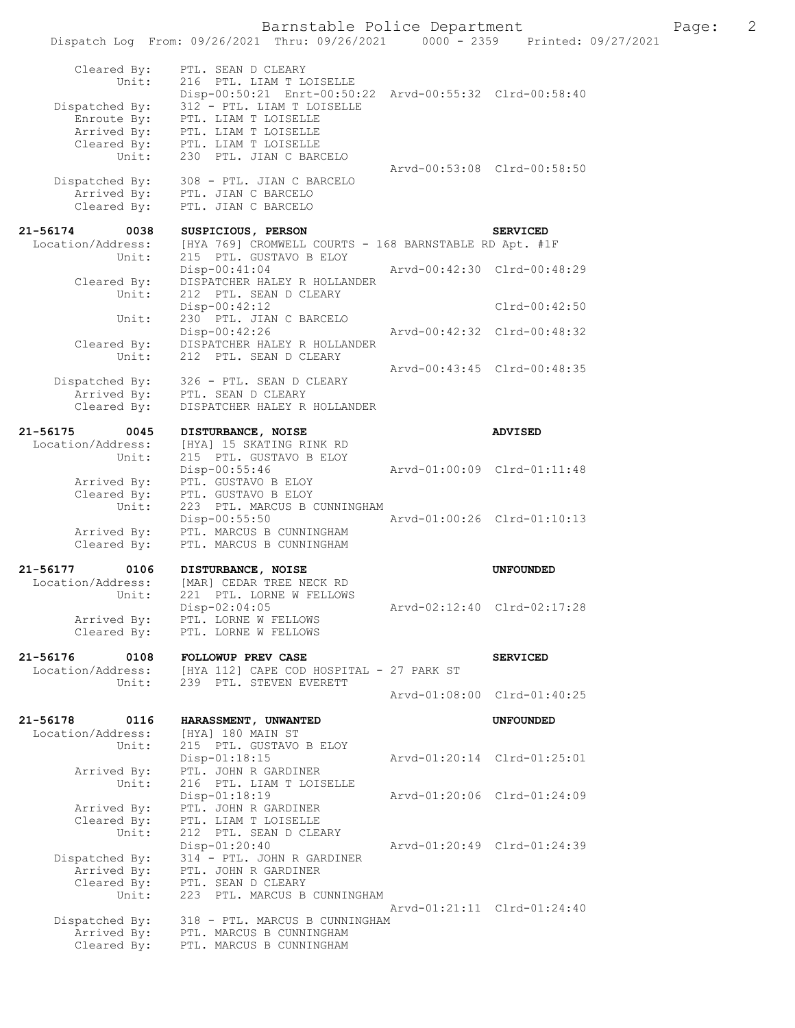```
 Cleared By:     PTL. SEAN D CLEARY
       Unit:     216  PTL. LIAM T LOISELLE
                 Disp-00:50:21  Enrt-00:50:22  Arvd-00:55:32  Clrd-00:58:40
 Dispatched By:  312 - PTL. LIAM T LOISELLE
   Enroute By:   PTL. LIAM T LOISELLE
   Arrived By:   PTL. LIAM T LOISELLE
   Cleared By:   PTL. LIAM T LOISELLE
       Unit:     230  PTL. JIAN C BARCELO
                                        Arvd-00:53:08  Clrd-00:58:50
 Dispatched By:  308 - PTL. JIAN C BARCELO
   Arrived By:   PTL. JIAN C BARCELO
   Cleared By:   PTL. JIAN C BARCELO

21-56174      0038   SUSPICIOUS, PERSON                              SERVICED
 Location/Address:   [HYA 769] CROMWELL COURTS - 168 BARNSTABLE RD Apt. #1F
       Unit:     215  PTL. GUSTAVO B ELOY
                 Disp-00:41:04                Arvd-00:42:30  Clrd-00:48:29
   Cleared By:   DISPATCHER HALEY R HOLLANDER
       Unit:     212  PTL. SEAN D CLEARY
                 Disp-00:42:12                               Clrd-00:42:50
       Unit:     230  PTL. JIAN C BARCELO
                 Disp-00:42:26                Arvd-00:42:32  Clrd-00:48:32
   Cleared By:   DISPATCHER HALEY R HOLLANDER
       Unit:     212  PTL. SEAN D CLEARY
                                              Arvd-00:43:45  Clrd-00:48:35
 Dispatched By:  326 - PTL. SEAN D CLEARY
   Arrived By:   PTL. SEAN D CLEARY
   Cleared By:   DISPATCHER HALEY R HOLLANDER

21-56175      0045   DISTURBANCE, NOISE                              ADVISED
 Location/Address:   [HYA] 15 SKATING RINK RD
       Unit:     215  PTL. GUSTAVO B ELOY
                 Disp-00:55:46                Arvd-01:00:09  Clrd-01:11:48
   Arrived By:   PTL. GUSTAVO B ELOY
   Cleared By:   PTL. GUSTAVO B ELOY
       Unit:     223  PTL. MARCUS B CUNNINGHAM
                 Disp-00:55:50                Arvd-01:00:26  Clrd-01:10:13
   Arrived By:   PTL. MARCUS B CUNNINGHAM
   Cleared By:   PTL. MARCUS B CUNNINGHAM

21-56177      0106   DISTURBANCE, NOISE                              UNFOUNDED
 Location/Address:   [MAR] CEDAR TREE NECK RD
       Unit:     221  PTL. LORNE W FELLOWS
                 Disp-02:04:05                Arvd-02:12:40  Clrd-02:17:28
   Arrived By:   PTL. LORNE W FELLOWS
   Cleared By:   PTL. LORNE W FELLOWS

21-56176      0108   FOLLOWUP PREV CASE                              SERVICED
 Location/Address:   [HYA 112] CAPE COD HOSPITAL - 27 PARK ST
       Unit:     239  PTL. STEVEN EVERETT
                                              Arvd-01:08:00  Clrd-01:40:25

21-56178      0116   HARASSMENT, UNWANTED                            UNFOUNDED
 Location/Address:   [HYA] 180 MAIN ST
       Unit:     215  PTL. GUSTAVO B ELOY
                 Disp-01:18:15                Arvd-01:20:14  Clrd-01:25:01
   Arrived By:   PTL. JOHN R GARDINER
       Unit:     216  PTL. LIAM T LOISELLE
                 Disp-01:18:19                Arvd-01:20:06  Clrd-01:24:09
   Arrived By:   PTL. JOHN R GARDINER
   Cleared By:   PTL. LIAM T LOISELLE
       Unit:     212  PTL. SEAN D CLEARY
                 Disp-01:20:40                Arvd-01:20:49  Clrd-01:24:39
 Dispatched By:  314 - PTL. JOHN R GARDINER
   Arrived By:   PTL. JOHN R GARDINER
   Cleared By:   PTL. SEAN D CLEARY
       Unit:     223  PTL. MARCUS B CUNNINGHAM
                                              Arvd-01:21:11  Clrd-01:24:40
 Dispatched By:  318 - PTL. MARCUS B CUNNINGHAM
   Arrived By:   PTL. MARCUS B CUNNINGHAM
   Cleared By:   PTL. MARCUS B CUNNINGHAM
```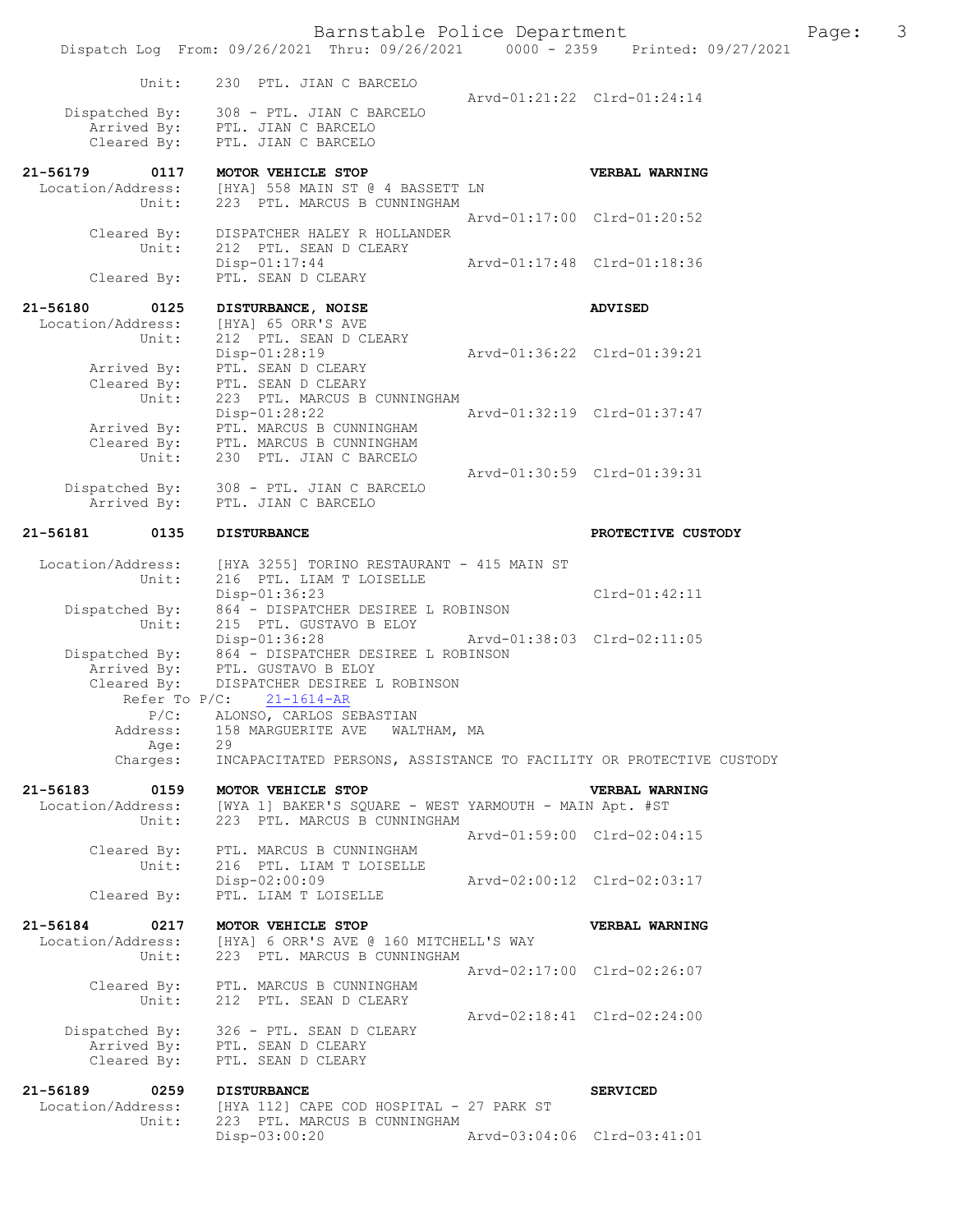```
         Unit:    230  PTL. JIAN C BARCELO
                                                  Arvd-01:21:22  Clrd-01:24:14
   Dispatched By:    308 - PTL. JIAN C BARCELO
      Arrived By:    PTL. JIAN C BARCELO
      Cleared By:    PTL. JIAN C BARCELO

21-56179     0117    MOTOR VEHICLE STOP                          VERBAL WARNING
 Location/Address:   [HYA] 558 MAIN ST @ 4 BASSETT LN
            Unit:    223  PTL. MARCUS B CUNNINGHAM
                                                  Arvd-01:17:00  Clrd-01:20:52
      Cleared By:    DISPATCHER HALEY R HOLLANDER
            Unit:    212  PTL. SEAN D CLEARY
                     Disp-01:17:44                Arvd-01:17:48  Clrd-01:18:36
      Cleared By:    PTL. SEAN D CLEARY

21-56180     0125    DISTURBANCE, NOISE                          ADVISED
 Location/Address:   [HYA] 65 ORR'S AVE
            Unit:    212  PTL. SEAN D CLEARY
                     Disp-01:28:19                Arvd-01:36:22  Clrd-01:39:21
      Arrived By:    PTL. SEAN D CLEARY
      Cleared By:    PTL. SEAN D CLEARY
            Unit:    223  PTL. MARCUS B CUNNINGHAM
                     Disp-01:28:22                Arvd-01:32:19  Clrd-01:37:47
      Arrived By:    PTL. MARCUS B CUNNINGHAM
      Cleared By:    PTL. MARCUS B CUNNINGHAM
            Unit:    230  PTL. JIAN C BARCELO
                                                  Arvd-01:30:59  Clrd-01:39:31
   Dispatched By:    308 - PTL. JIAN C BARCELO
      Arrived By:    PTL. JIAN C BARCELO

21-56181     0135    DISTURBANCE                                 PROTECTIVE CUSTODY

 Location/Address:   [HYA 3255] TORINO RESTAURANT - 415 MAIN ST
            Unit:    216  PTL. LIAM T LOISELLE
                     Disp-01:36:23                               Clrd-01:42:11
   Dispatched By:    864 - DISPATCHER DESIREE L ROBINSON
            Unit:    215  PTL. GUSTAVO B ELOY
                     Disp-01:36:28                Arvd-01:38:03  Clrd-02:11:05
   Dispatched By:    864 - DISPATCHER DESIREE L ROBINSON
      Arrived By:    PTL. GUSTAVO B ELOY
      Cleared By:    DISPATCHER DESIREE L ROBINSON
        Refer To P/C:    21-1614-AR
             P/C:    ALONSO, CARLOS SEBASTIAN
         Address:    158 MARGUERITE AVE   WALTHAM, MA
             Age:    29
         Charges:    INCAPACITATED PERSONS, ASSISTANCE TO FACILITY OR PROTECTIVE CUSTODY

21-56183     0159    MOTOR VEHICLE STOP                          VERBAL WARNING
 Location/Address:   [WYA 1] BAKER'S SQUARE - WEST YARMOUTH - MAIN Apt. #ST
            Unit:    223  PTL. MARCUS B CUNNINGHAM
                                                  Arvd-01:59:00  Clrd-02:04:15
      Cleared By:    PTL. MARCUS B CUNNINGHAM
            Unit:    216  PTL. LIAM T LOISELLE
                     Disp-02:00:09                Arvd-02:00:12  Clrd-02:03:17
      Cleared By:    PTL. LIAM T LOISELLE

21-56184     0217    MOTOR VEHICLE STOP                          VERBAL WARNING
 Location/Address:   [HYA] 6 ORR'S AVE @ 160 MITCHELL'S WAY
            Unit:    223  PTL. MARCUS B CUNNINGHAM
                                                  Arvd-02:17:00  Clrd-02:26:07
      Cleared By:    PTL. MARCUS B CUNNINGHAM
            Unit:    212  PTL. SEAN D CLEARY
                                                  Arvd-02:18:41  Clrd-02:24:00
   Dispatched By:    326 - PTL. SEAN D CLEARY
      Arrived By:    PTL. SEAN D CLEARY
      Cleared By:    PTL. SEAN D CLEARY

21-56189     0259    DISTURBANCE                                 SERVICED
 Location/Address:   [HYA 112] CAPE COD HOSPITAL - 27 PARK ST
            Unit:    223  PTL. MARCUS B CUNNINGHAM
                     Disp-03:00:20                Arvd-03:04:06  Clrd-03:41:01
```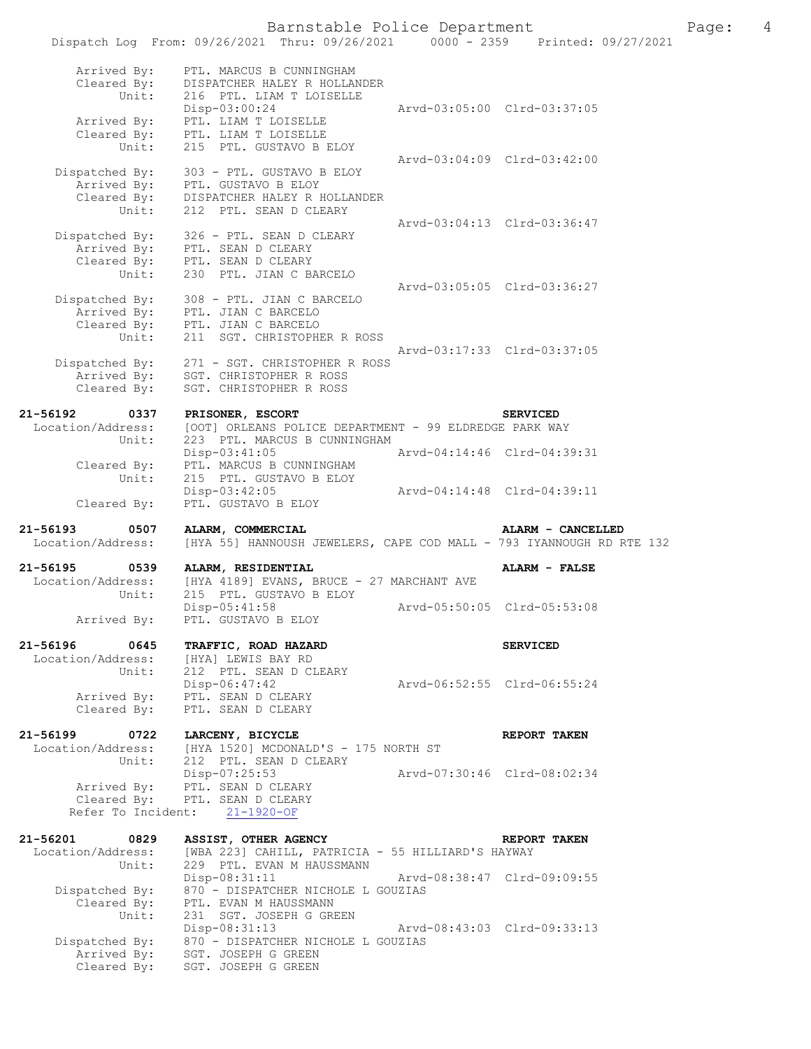```
        Arrived By:    PTL. MARCUS B CUNNINGHAM
        Cleared By:    DISPATCHER HALEY R HOLLANDER
             Unit:     216  PTL. LIAM T LOISELLE
                       Disp-03:00:24                 Arvd-03:05:00  Clrd-03:37:05
        Arrived By:    PTL. LIAM T LOISELLE
        Cleared By:    PTL. LIAM T LOISELLE
             Unit:     215  PTL. GUSTAVO B ELOY
                                                     Arvd-03:04:09  Clrd-03:42:00
     Dispatched By:    303 - PTL. GUSTAVO B ELOY
        Arrived By:    PTL. GUSTAVO B ELOY
        Cleared By:    DISPATCHER HALEY R HOLLANDER
             Unit:     212  PTL. SEAN D CLEARY
                                                     Arvd-03:04:13  Clrd-03:36:47
     Dispatched By:    326 - PTL. SEAN D CLEARY
        Arrived By:    PTL. SEAN D CLEARY
        Cleared By:    PTL. SEAN D CLEARY
             Unit:     230  PTL. JIAN C BARCELO
                                                     Arvd-03:05:05  Clrd-03:36:27
     Dispatched By:    308 - PTL. JIAN C BARCELO
        Arrived By:    PTL. JIAN C BARCELO
        Cleared By:    PTL. JIAN C BARCELO
             Unit:     211  SGT. CHRISTOPHER R ROSS
                                                     Arvd-03:17:33  Clrd-03:37:05
     Dispatched By:    271 - SGT. CHRISTOPHER R ROSS
        Arrived By:    SGT. CHRISTOPHER R ROSS
        Cleared By:    SGT. CHRISTOPHER R ROSS

21-56192      0337     PRISONER, ESCORT                            SERVICED
  Location/Address:    [OOT] ORLEANS POLICE DEPARTMENT - 99 ELDREDGE PARK WAY
             Unit:     223  PTL. MARCUS B CUNNINGHAM
                       Disp-03:41:05                 Arvd-04:14:46  Clrd-04:39:31
        Cleared By:    PTL. MARCUS B CUNNINGHAM
             Unit:     215  PTL. GUSTAVO B ELOY
                       Disp-03:42:05                 Arvd-04:14:48  Clrd-04:39:11
        Cleared By:    PTL. GUSTAVO B ELOY

21-56193      0507     ALARM, COMMERCIAL                           ALARM - CANCELLED
  Location/Address:    [HYA 55] HANNOUSH JEWELERS, CAPE COD MALL - 793 IYANNOUGH RD RTE 132

21-56195      0539     ALARM, RESIDENTIAL                          ALARM - FALSE
  Location/Address:    [HYA 4189] EVANS, BRUCE - 27 MARCHANT AVE
             Unit:     215  PTL. GUSTAVO B ELOY
                       Disp-05:41:58                 Arvd-05:50:05  Clrd-05:53:08
        Arrived By:    PTL. GUSTAVO B ELOY

21-56196      0645     TRAFFIC, ROAD HAZARD                        SERVICED
  Location/Address:    [HYA] LEWIS BAY RD
             Unit:     212  PTL. SEAN D CLEARY
                       Disp-06:47:42                 Arvd-06:52:55  Clrd-06:55:24
        Arrived By:    PTL. SEAN D CLEARY
        Cleared By:    PTL. SEAN D CLEARY

21-56199      0722     LARCENY, BICYCLE                            REPORT TAKEN
  Location/Address:    [HYA 1520] MCDONALD'S - 175 NORTH ST
             Unit:     212  PTL. SEAN D CLEARY
                       Disp-07:25:53                 Arvd-07:30:46  Clrd-08:02:34
        Arrived By:    PTL. SEAN D CLEARY
        Cleared By:    PTL. SEAN D CLEARY
     Refer To Incident:    21-1920-OF

21-56201      0829     ASSIST, OTHER AGENCY                        REPORT TAKEN
  Location/Address:    [WBA 223] CAHILL, PATRICIA - 55 HILLIARD'S HAYWAY
             Unit:     229  PTL. EVAN M HAUSSMANN
                       Disp-08:31:11                 Arvd-08:38:47  Clrd-09:09:55
     Dispatched By:    870 - DISPATCHER NICHOLE L GOUZIAS
        Cleared By:    PTL. EVAN M HAUSSMANN
             Unit:     231  SGT. JOSEPH G GREEN
                       Disp-08:31:13                 Arvd-08:43:03  Clrd-09:33:13
     Dispatched By:    870 - DISPATCHER NICHOLE L GOUZIAS
        Arrived By:    SGT. JOSEPH G GREEN
        Cleared By:    SGT. JOSEPH G GREEN
```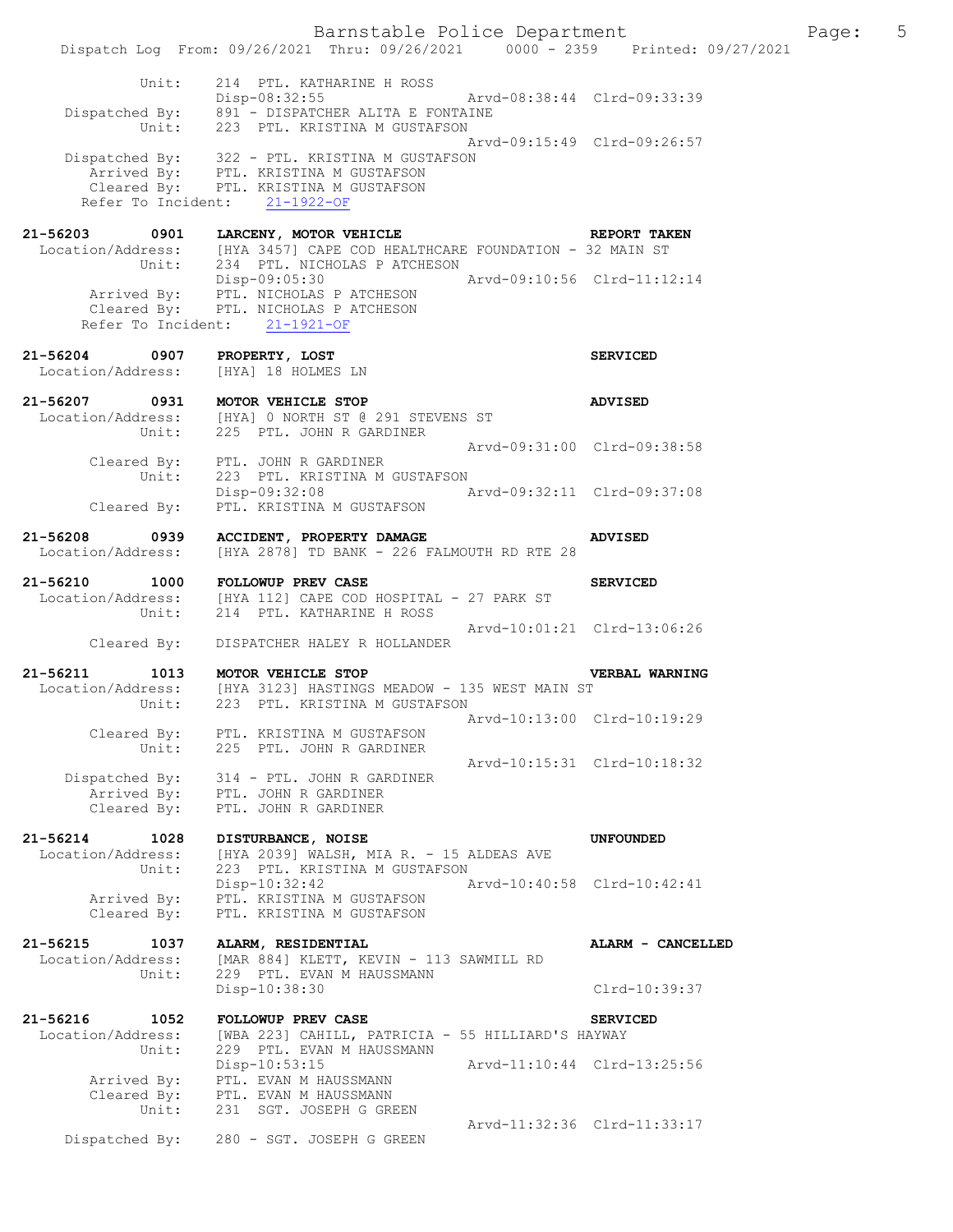```
          Unit:    214  PTL. KATHARINE H ROSS
                   Disp-08:32:55               Arvd-08:38:44  Clrd-09:33:39
  Dispatched By:   891 - DISPATCHER ALITA E FONTAINE
          Unit:    223  PTL. KRISTINA M GUSTAFSON
                                               Arvd-09:15:49  Clrd-09:26:57
  Dispatched By:   322 - PTL. KRISTINA M GUSTAFSON
    Arrived By:    PTL. KRISTINA M GUSTAFSON
    Cleared By:    PTL. KRISTINA M GUSTAFSON
  Refer To Incident:   21-1922-OF

21-56203      0901    LARCENY, MOTOR VEHICLE                          REPORT TAKEN
 Location/Address:    [HYA 3457] CAPE COD HEALTHCARE FOUNDATION - 32 MAIN ST
          Unit:    234  PTL. NICHOLAS P ATCHESON
                   Disp-09:05:30               Arvd-09:10:56  Clrd-11:12:14
    Arrived By:    PTL. NICHOLAS P ATCHESON
    Cleared By:    PTL. NICHOLAS P ATCHESON
  Refer To Incident:   21-1921-OF

21-56204      0907    PROPERTY, LOST                                  SERVICED
 Location/Address:    [HYA] 18 HOLMES LN

21-56207      0931    MOTOR VEHICLE STOP                              ADVISED
 Location/Address:    [HYA] 0 NORTH ST @ 291 STEVENS ST
          Unit:    225  PTL. JOHN R GARDINER
                                               Arvd-09:31:00  Clrd-09:38:58
    Cleared By:    PTL. JOHN R GARDINER
          Unit:    223  PTL. KRISTINA M GUSTAFSON
                   Disp-09:32:08               Arvd-09:32:11  Clrd-09:37:08
    Cleared By:    PTL. KRISTINA M GUSTAFSON

21-56208      0939    ACCIDENT, PROPERTY DAMAGE                       ADVISED
 Location/Address:    [HYA 2878] TD BANK - 226 FALMOUTH RD RTE 28

21-56210      1000    FOLLOWUP PREV CASE                              SERVICED
 Location/Address:    [HYA 112] CAPE COD HOSPITAL - 27 PARK ST
          Unit:    214  PTL. KATHARINE H ROSS
                                               Arvd-10:01:21  Clrd-13:06:26
    Cleared By:    DISPATCHER HALEY R HOLLANDER

21-56211      1013    MOTOR VEHICLE STOP                              VERBAL WARNING
 Location/Address:    [HYA 3123] HASTINGS MEADOW - 135 WEST MAIN ST
          Unit:    223  PTL. KRISTINA M GUSTAFSON
                                               Arvd-10:13:00  Clrd-10:19:29
    Cleared By:    PTL. KRISTINA M GUSTAFSON
          Unit:    225  PTL. JOHN R GARDINER
                                               Arvd-10:15:31  Clrd-10:18:32
  Dispatched By:   314 - PTL. JOHN R GARDINER
    Arrived By:    PTL. JOHN R GARDINER
    Cleared By:    PTL. JOHN R GARDINER

21-56214      1028    DISTURBANCE, NOISE                              UNFOUNDED
 Location/Address:    [HYA 2039] WALSH, MIA R. - 15 ALDEAS AVE
          Unit:    223  PTL. KRISTINA M GUSTAFSON
                   Disp-10:32:42               Arvd-10:40:58  Clrd-10:42:41
    Arrived By:    PTL. KRISTINA M GUSTAFSON
    Cleared By:    PTL. KRISTINA M GUSTAFSON

21-56215      1037    ALARM, RESIDENTIAL                              ALARM - CANCELLED
 Location/Address:    [MAR 884] KLETT, KEVIN - 113 SAWMILL RD
          Unit:    229  PTL. EVAN M HAUSSMANN
                   Disp-10:38:30                              Clrd-10:39:37

21-56216      1052    FOLLOWUP PREV CASE                              SERVICED
 Location/Address:    [WBA 223] CAHILL, PATRICIA - 55 HILLIARD'S HAYWAY
          Unit:    229  PTL. EVAN M HAUSSMANN
                   Disp-10:53:15               Arvd-11:10:44  Clrd-13:25:56
    Arrived By:    PTL. EVAN M HAUSSMANN
    Cleared By:    PTL. EVAN M HAUSSMANN
          Unit:    231  SGT. JOSEPH G GREEN
                                               Arvd-11:32:36  Clrd-11:33:17
  Dispatched By:   280 - SGT. JOSEPH G GREEN
```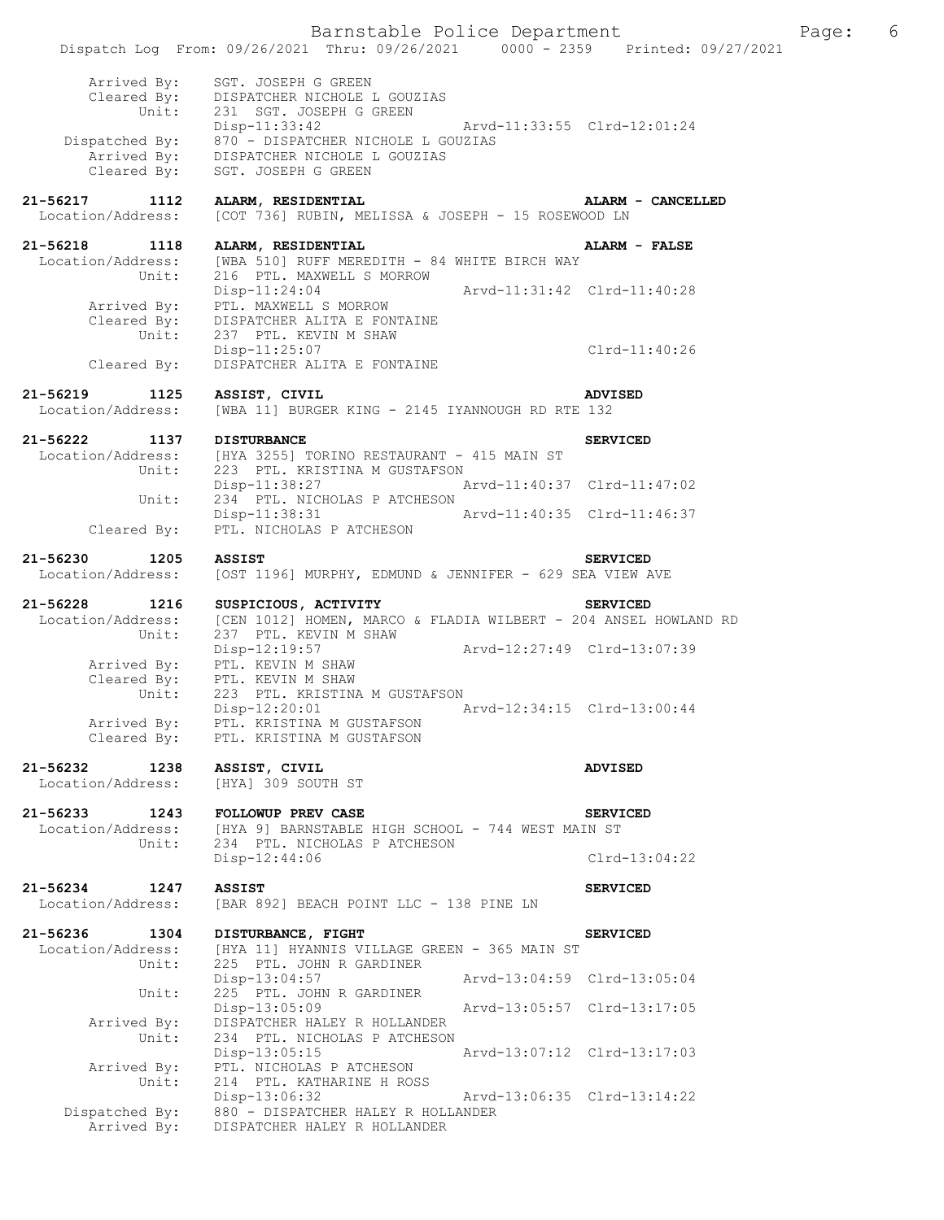```
        Arrived By:   SGT. JOSEPH G GREEN
        Cleared By:   DISPATCHER NICHOLE L GOUZIAS
             Unit:    231  SGT. JOSEPH G GREEN
                      Disp-11:33:42                Arvd-11:33:55  Clrd-12:01:24
     Dispatched By:   870 - DISPATCHER NICHOLE L GOUZIAS
        Arrived By:   DISPATCHER NICHOLE L GOUZIAS
        Cleared By:   SGT. JOSEPH G GREEN

21-56217     1112   ALARM, RESIDENTIAL                          ALARM - CANCELLED
 Location/Address:   [COT 736] RUBIN, MELISSA & JOSEPH - 15 ROSEWOOD LN

21-56218     1118   ALARM, RESIDENTIAL                          ALARM - FALSE
 Location/Address:   [WBA 510] RUFF MEREDITH - 84 WHITE BIRCH WAY
             Unit:    216  PTL. MAXWELL S MORROW
                      Disp-11:24:04                Arvd-11:31:42  Clrd-11:40:28
        Arrived By:   PTL. MAXWELL S MORROW
        Cleared By:   DISPATCHER ALITA E FONTAINE
             Unit:    237  PTL. KEVIN M SHAW
                      Disp-11:25:07                               Clrd-11:40:26
        Cleared By:   DISPATCHER ALITA E FONTAINE

21-56219     1125   ASSIST, CIVIL                               ADVISED
 Location/Address:   [WBA 11] BURGER KING - 2145 IYANNOUGH RD RTE 132

21-56222     1137   DISTURBANCE                                 SERVICED
 Location/Address:   [HYA 3255] TORINO RESTAURANT - 415 MAIN ST
             Unit:    223  PTL. KRISTINA M GUSTAFSON
                      Disp-11:38:27                Arvd-11:40:37  Clrd-11:47:02
             Unit:    234  PTL. NICHOLAS P ATCHESON
                      Disp-11:38:31                Arvd-11:40:35  Clrd-11:46:37
        Cleared By:   PTL. NICHOLAS P ATCHESON

21-56230     1205   ASSIST                                      SERVICED
 Location/Address:   [OST 1196] MURPHY, EDMUND & JENNIFER - 629 SEA VIEW AVE

21-56228     1216   SUSPICIOUS, ACTIVITY                        SERVICED
 Location/Address:   [CEN 1012] HOMEN, MARCO & FLADIA WILBERT - 204 ANSEL HOWLAND RD
             Unit:    237  PTL. KEVIN M SHAW
                      Disp-12:19:57                Arvd-12:27:49  Clrd-13:07:39
        Arrived By:   PTL. KEVIN M SHAW
        Cleared By:   PTL. KEVIN M SHAW
             Unit:    223  PTL. KRISTINA M GUSTAFSON
                      Disp-12:20:01                Arvd-12:34:15  Clrd-13:00:44
        Arrived By:   PTL. KRISTINA M GUSTAFSON
        Cleared By:   PTL. KRISTINA M GUSTAFSON

21-56232     1238   ASSIST, CIVIL                               ADVISED
 Location/Address:   [HYA] 309 SOUTH ST

21-56233     1243   FOLLOWUP PREV CASE                          SERVICED
 Location/Address:   [HYA 9] BARNSTABLE HIGH SCHOOL - 744 WEST MAIN ST
             Unit:    234  PTL. NICHOLAS P ATCHESON
                      Disp-12:44:06                               Clrd-13:04:22

21-56234     1247   ASSIST                                      SERVICED
 Location/Address:   [BAR 892] BEACH POINT LLC - 138 PINE LN

21-56236     1304   DISTURBANCE, FIGHT                          SERVICED
 Location/Address:   [HYA 11] HYANNIS VILLAGE GREEN - 365 MAIN ST
             Unit:    225  PTL. JOHN R GARDINER
                      Disp-13:04:57                Arvd-13:04:59  Clrd-13:05:04
             Unit:    225  PTL. JOHN R GARDINER
                      Disp-13:05:09                Arvd-13:05:57  Clrd-13:17:05
        Arrived By:   DISPATCHER HALEY R HOLLANDER
             Unit:    234  PTL. NICHOLAS P ATCHESON
                      Disp-13:05:15                Arvd-13:07:12  Clrd-13:17:03
        Arrived By:   PTL. NICHOLAS P ATCHESON
             Unit:    214  PTL. KATHARINE H ROSS
                      Disp-13:06:32                Arvd-13:06:35  Clrd-13:14:22
     Dispatched By:   880 - DISPATCHER HALEY R HOLLANDER
        Arrived By:   DISPATCHER HALEY R HOLLANDER
```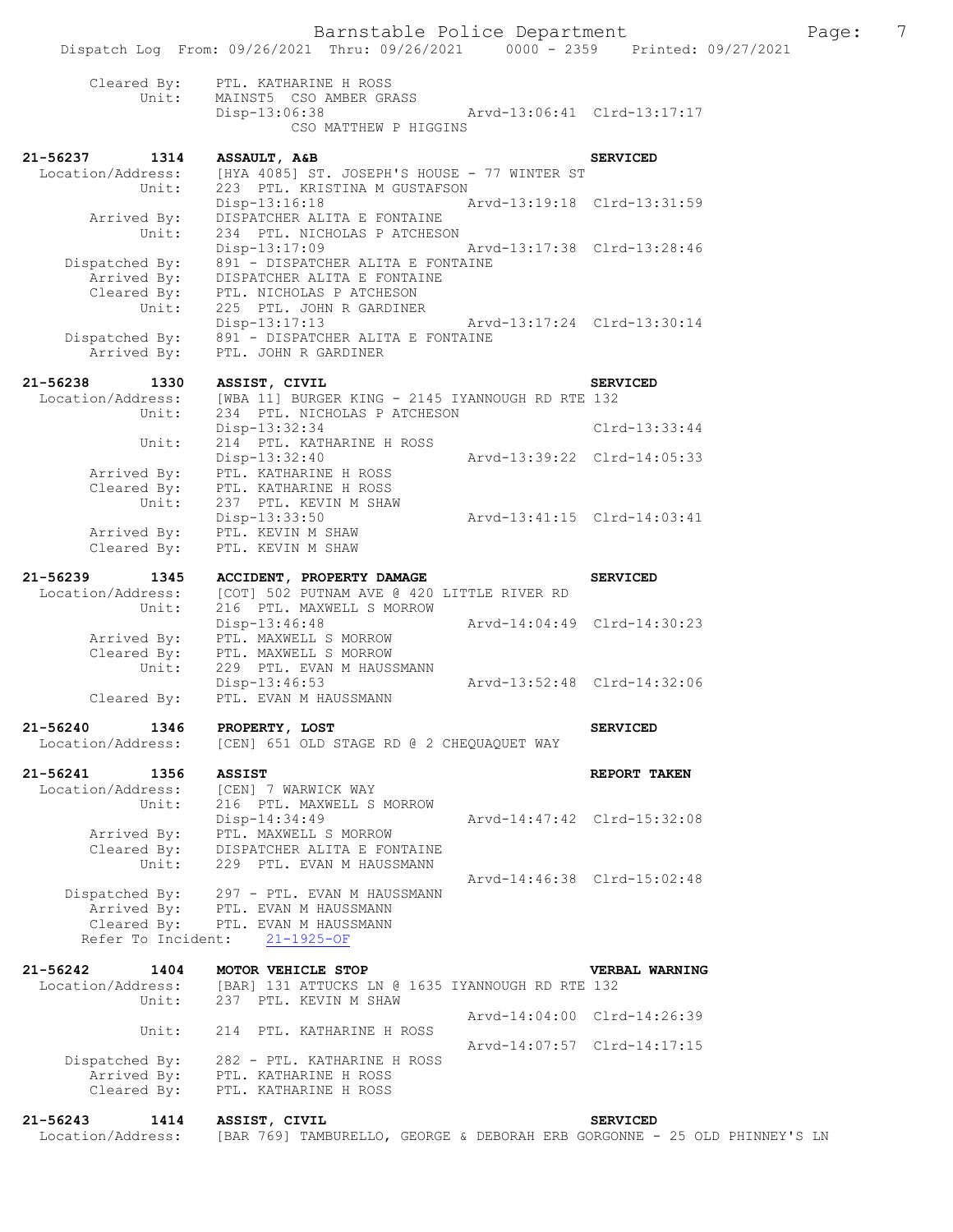```
        Cleared By:    PTL. KATHARINE H ROSS
             Unit:     MAINST5  CSO AMBER GRASS
                       Disp-13:06:38                Arvd-13:06:41  Clrd-13:17:17
                              CSO MATTHEW P HIGGINS

21-56237       1314    ASSAULT, A&B                                SERVICED
  Location/Address:    [HYA 4085] ST. JOSEPH'S HOUSE - 77 WINTER ST
             Unit:     223  PTL. KRISTINA M GUSTAFSON
                       Disp-13:16:18                Arvd-13:19:18  Clrd-13:31:59
        Arrived By:    DISPATCHER ALITA E FONTAINE
             Unit:     234  PTL. NICHOLAS P ATCHESON
                       Disp-13:17:09                Arvd-13:17:38  Clrd-13:28:46
     Dispatched By:    891 - DISPATCHER ALITA E FONTAINE
        Arrived By:    DISPATCHER ALITA E FONTAINE
        Cleared By:    PTL. NICHOLAS P ATCHESON
             Unit:     225  PTL. JOHN R GARDINER
                       Disp-13:17:13                Arvd-13:17:24  Clrd-13:30:14
     Dispatched By:    891 - DISPATCHER ALITA E FONTAINE
        Arrived By:    PTL. JOHN R GARDINER

21-56238       1330    ASSIST, CIVIL                               SERVICED
  Location/Address:    [WBA 11] BURGER KING - 2145 IYANNOUGH RD RTE 132
             Unit:     234  PTL. NICHOLAS P ATCHESON
                       Disp-13:32:34                               Clrd-13:33:44
             Unit:     214  PTL. KATHARINE H ROSS
                       Disp-13:32:40                Arvd-13:39:22  Clrd-14:05:33
        Arrived By:    PTL. KATHARINE H ROSS
        Cleared By:    PTL. KATHARINE H ROSS
             Unit:     237  PTL. KEVIN M SHAW
                       Disp-13:33:50                Arvd-13:41:15  Clrd-14:03:41
        Arrived By:    PTL. KEVIN M SHAW
        Cleared By:    PTL. KEVIN M SHAW

21-56239       1345    ACCIDENT, PROPERTY DAMAGE                   SERVICED
  Location/Address:    [COT] 502 PUTNAM AVE @ 420 LITTLE RIVER RD
             Unit:     216  PTL. MAXWELL S MORROW
                       Disp-13:46:48                Arvd-14:04:49  Clrd-14:30:23
        Arrived By:    PTL. MAXWELL S MORROW
        Cleared By:    PTL. MAXWELL S MORROW
             Unit:     229  PTL. EVAN M HAUSSMANN
                       Disp-13:46:53                Arvd-13:52:48  Clrd-14:32:06
        Cleared By:    PTL. EVAN M HAUSSMANN

21-56240       1346    PROPERTY, LOST                              SERVICED
  Location/Address:    [CEN] 651 OLD STAGE RD @ 2 CHEQUAQUET WAY

21-56241       1356    ASSIST                                      REPORT TAKEN
  Location/Address:    [CEN] 7 WARWICK WAY
             Unit:     216  PTL. MAXWELL S MORROW
                       Disp-14:34:49                Arvd-14:47:42  Clrd-15:32:08
        Arrived By:    PTL. MAXWELL S MORROW
        Cleared By:    DISPATCHER ALITA E FONTAINE
             Unit:     229  PTL. EVAN M HAUSSMANN
                                                    Arvd-14:46:38  Clrd-15:02:48
     Dispatched By:    297 - PTL. EVAN M HAUSSMANN
        Arrived By:    PTL. EVAN M HAUSSMANN
        Cleared By:    PTL. EVAN M HAUSSMANN
   Refer To Incident:    21-1925-OF

21-56242       1404    MOTOR VEHICLE STOP                          VERBAL WARNING
  Location/Address:    [BAR] 131 ATTUCKS LN @ 1635 IYANNOUGH RD RTE 132
             Unit:     237  PTL. KEVIN M SHAW
                                                    Arvd-14:04:00  Clrd-14:26:39
             Unit:     214  PTL. KATHARINE H ROSS
                                                    Arvd-14:07:57  Clrd-14:17:15
     Dispatched By:    282 - PTL. KATHARINE H ROSS
        Arrived By:    PTL. KATHARINE H ROSS
        Cleared By:    PTL. KATHARINE H ROSS

21-56243       1414    ASSIST, CIVIL                               SERVICED
  Location/Address:    [BAR 769] TAMBURELLO, GEORGE & DEBORAH ERB GORGONNE - 25 OLD PHINNEY'S LN
```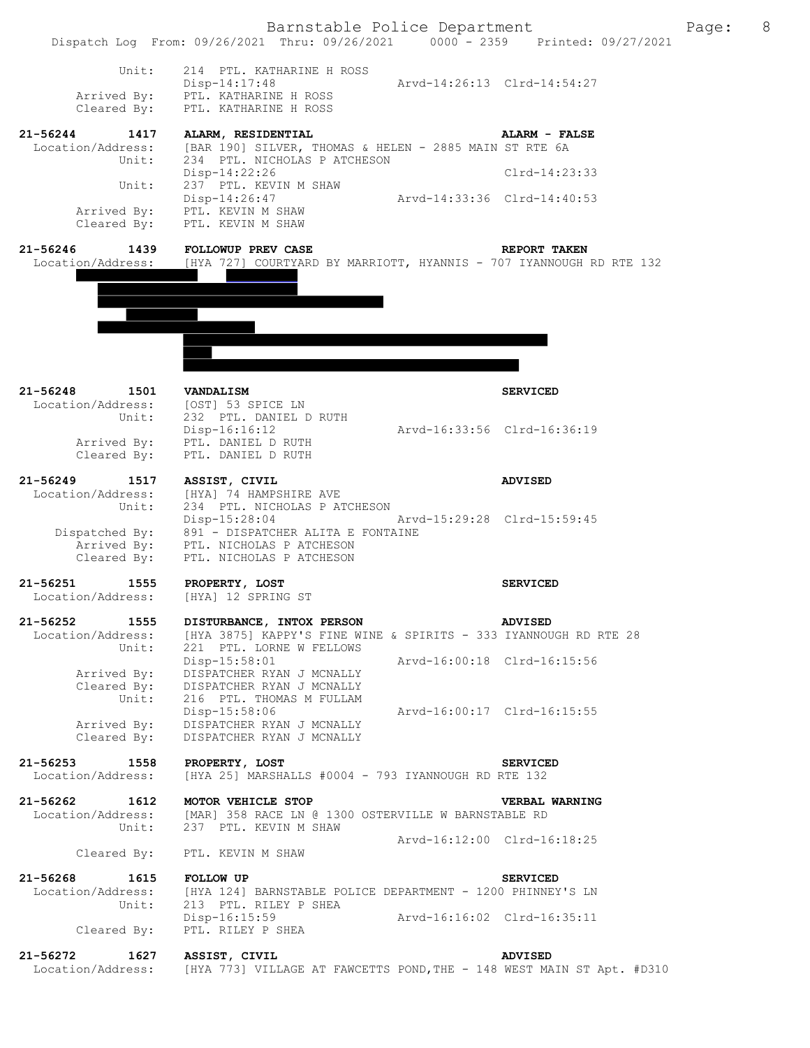```
         Unit:     214  PTL. KATHARINE H ROSS
                   Disp-14:17:48                 Arvd-14:26:13  Clrd-14:54:27
  Arrived By:      PTL. KATHARINE H ROSS
  Cleared By:      PTL. KATHARINE H ROSS

21-56244      1417   ALARM, RESIDENTIAL                          ALARM - FALSE
  Location/Address:  [BAR 190] SILVER, THOMAS & HELEN - 2885 MAIN ST RTE 6A
         Unit:     234  PTL. NICHOLAS P ATCHESON
                   Disp-14:22:26                                 Clrd-14:23:33
         Unit:     237  PTL. KEVIN M SHAW
                   Disp-14:26:47                 Arvd-14:33:36  Clrd-14:40:53
  Arrived By:      PTL. KEVIN M SHAW
  Cleared By:      PTL. KEVIN M SHAW

21-56246      1439   FOLLOWUP PREV CASE                          REPORT TAKEN
  Location/Address:  [HYA 727] COURTYARD BY MARRIOTT, HYANNIS - 707 IYANNOUGH RD RTE 132

21-56248      1501   VANDALISM                                   SERVICED
  Location/Address:  [OST] 53 SPICE LN
         Unit:     232  PTL. DANIEL D RUTH
                   Disp-16:16:12                 Arvd-16:33:56  Clrd-16:36:19
  Arrived By:      PTL. DANIEL D RUTH
  Cleared By:      PTL. DANIEL D RUTH

21-56249      1517   ASSIST, CIVIL                               ADVISED
  Location/Address:  [HYA] 74 HAMPSHIRE AVE
         Unit:     234  PTL. NICHOLAS P ATCHESON
                   Disp-15:28:04                 Arvd-15:29:28  Clrd-15:59:45
  Dispatched By:   891 - DISPATCHER ALITA E FONTAINE
  Arrived By:      PTL. NICHOLAS P ATCHESON
  Cleared By:      PTL. NICHOLAS P ATCHESON

21-56251      1555   PROPERTY, LOST                              SERVICED
  Location/Address:  [HYA] 12 SPRING ST

21-56252      1555   DISTURBANCE, INTOX PERSON                   ADVISED
  Location/Address:  [HYA 3875] KAPPY'S FINE WINE & SPIRITS - 333 IYANNOUGH RD RTE 28
         Unit:     221  PTL. LORNE W FELLOWS
                   Disp-15:58:01                 Arvd-16:00:18  Clrd-16:15:56
  Arrived By:      DISPATCHER RYAN J MCNALLY
  Cleared By:      DISPATCHER RYAN J MCNALLY
         Unit:     216  PTL. THOMAS M FULLAM
                   Disp-15:58:06                 Arvd-16:00:17  Clrd-16:15:55
  Arrived By:      DISPATCHER RYAN J MCNALLY
  Cleared By:      DISPATCHER RYAN J MCNALLY

21-56253      1558   PROPERTY, LOST                              SERVICED
  Location/Address:  [HYA 25] MARSHALLS #0004 - 793 IYANNOUGH RD RTE 132

21-56262      1612   MOTOR VEHICLE STOP                          VERBAL WARNING
  Location/Address:  [MAR] 358 RACE LN @ 1300 OSTERVILLE W BARNSTABLE RD
         Unit:     237  PTL. KEVIN M SHAW
                                                 Arvd-16:12:00  Clrd-16:18:25
  Cleared By:      PTL. KEVIN M SHAW

21-56268      1615   FOLLOW UP                                   SERVICED
  Location/Address:  [HYA 124] BARNSTABLE POLICE DEPARTMENT - 1200 PHINNEY'S LN
         Unit:     213  PTL. RILEY P SHEA
                   Disp-16:15:59                 Arvd-16:16:02  Clrd-16:35:11
  Cleared By:      PTL. RILEY P SHEA

21-56272      1627   ASSIST, CIVIL                               ADVISED
  Location/Address:  [HYA 773] VILLAGE AT FAWCETTS POND,THE - 148 WEST MAIN ST Apt. #D310
```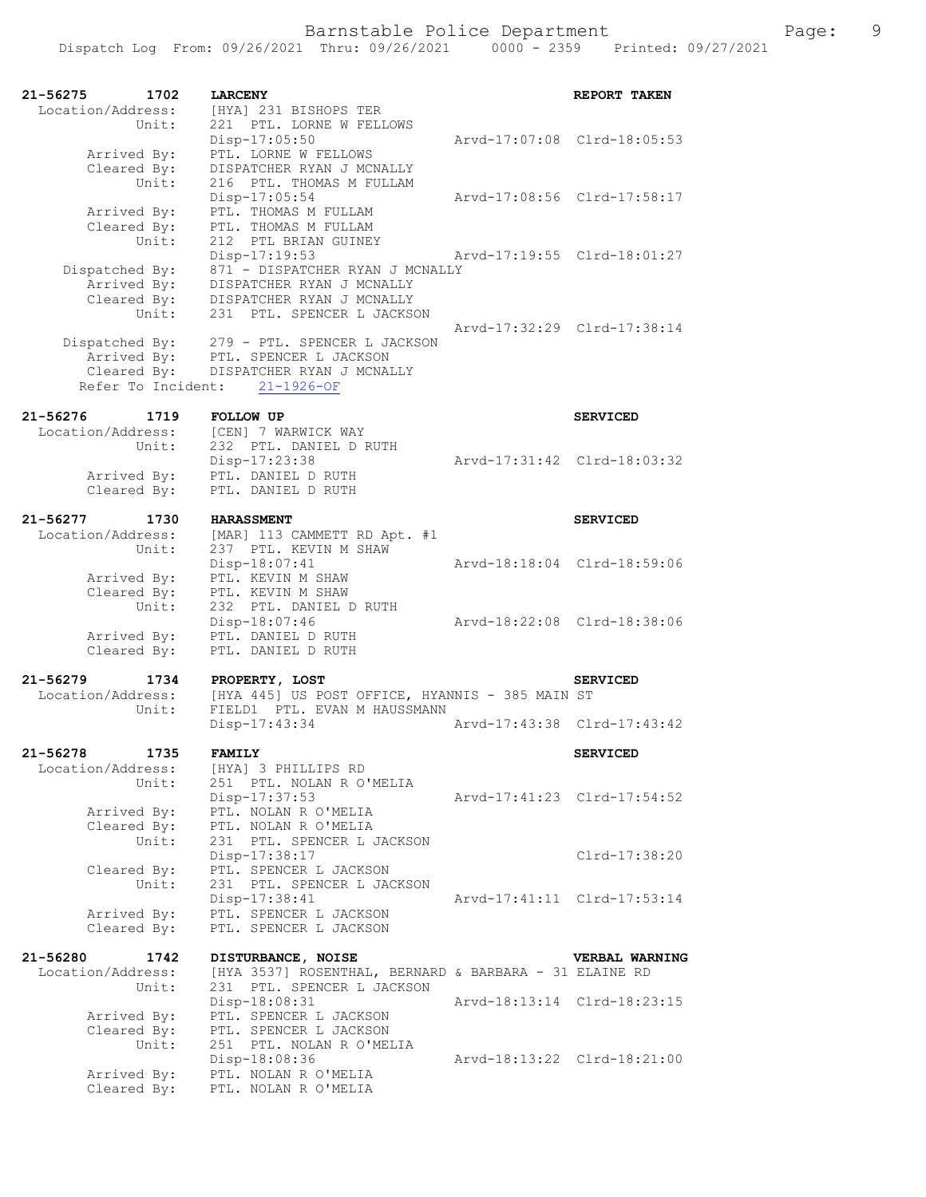**21-56275 1702 LARCENY** **REPORT TAKEN**

```
Location/Address:   [HYA] 231 BISHOPS TER
           Unit:    221  PTL. LORNE W FELLOWS
                    Disp-17:05:50                Arvd-17:07:08  Clrd-18:05:53
     Arrived By:    PTL. LORNE W FELLOWS
     Cleared By:    DISPATCHER RYAN J MCNALLY
           Unit:    216  PTL. THOMAS M FULLAM
                    Disp-17:05:54                Arvd-17:08:56  Clrd-17:58:17
     Arrived By:    PTL. THOMAS M FULLAM
     Cleared By:    PTL. THOMAS M FULLAM
           Unit:    212  PTL BRIAN GUINEY
                    Disp-17:19:53                Arvd-17:19:55  Clrd-18:01:27
  Dispatched By:    871 - DISPATCHER RYAN J MCNALLY
     Arrived By:    DISPATCHER RYAN J MCNALLY
     Cleared By:    DISPATCHER RYAN J MCNALLY
           Unit:    231  PTL. SPENCER L JACKSON
                                                 Arvd-17:32:29  Clrd-17:38:14
  Dispatched By:    279 - PTL. SPENCER L JACKSON
     Arrived By:    PTL. SPENCER L JACKSON
     Cleared By:    DISPATCHER RYAN J MCNALLY
  Refer To Incident:   21-1926-OF
```

**21-56276 1719 FOLLOW UP** **SERVICED**

```
Location/Address:   [CEN] 7 WARWICK WAY
           Unit:    232  PTL. DANIEL D RUTH
                    Disp-17:23:38                Arvd-17:31:42  Clrd-18:03:32
     Arrived By:    PTL. DANIEL D RUTH
     Cleared By:    PTL. DANIEL D RUTH
```

**21-56277 1730 HARASSMENT** **SERVICED**

```
Location/Address:   [MAR] 113 CAMMETT RD Apt. #1
           Unit:    237  PTL. KEVIN M SHAW
                    Disp-18:07:41                Arvd-18:18:04  Clrd-18:59:06
     Arrived By:    PTL. KEVIN M SHAW
     Cleared By:    PTL. KEVIN M SHAW
           Unit:    232  PTL. DANIEL D RUTH
                    Disp-18:07:46                Arvd-18:22:08  Clrd-18:38:06
     Arrived By:    PTL. DANIEL D RUTH
     Cleared By:    PTL. DANIEL D RUTH
```

**21-56279 1734 PROPERTY, LOST** **SERVICED**

```
Location/Address:   [HYA 445] US POST OFFICE, HYANNIS - 385 MAIN ST
           Unit:    FIELD1  PTL. EVAN M HAUSSMANN
                    Disp-17:43:34                Arvd-17:43:38  Clrd-17:43:42
```

**21-56278 1735 FAMILY** **SERVICED**

```
Location/Address:   [HYA] 3 PHILLIPS RD
           Unit:    251  PTL. NOLAN R O'MELIA
                    Disp-17:37:53                Arvd-17:41:23  Clrd-17:54:52
     Arrived By:    PTL. NOLAN R O'MELIA
     Cleared By:    PTL. NOLAN R O'MELIA
           Unit:    231  PTL. SPENCER L JACKSON
                    Disp-17:38:17                               Clrd-17:38:20
     Cleared By:    PTL. SPENCER L JACKSON
           Unit:    231  PTL. SPENCER L JACKSON
                    Disp-17:38:41                Arvd-17:41:11  Clrd-17:53:14
     Arrived By:    PTL. SPENCER L JACKSON
     Cleared By:    PTL. SPENCER L JACKSON
```

**21-56280 1742 DISTURBANCE, NOISE** **VERBAL WARNING**

```
Location/Address:   [HYA 3537] ROSENTHAL, BERNARD & BARBARA - 31 ELAINE RD
           Unit:    231  PTL. SPENCER L JACKSON
                    Disp-18:08:31                Arvd-18:13:14  Clrd-18:23:15
     Arrived By:    PTL. SPENCER L JACKSON
     Cleared By:    PTL. SPENCER L JACKSON
           Unit:    251  PTL. NOLAN R O'MELIA
                    Disp-18:08:36                Arvd-18:13:22  Clrd-18:21:00
     Arrived By:    PTL. NOLAN R O'MELIA
     Cleared By:    PTL. NOLAN R O'MELIA
```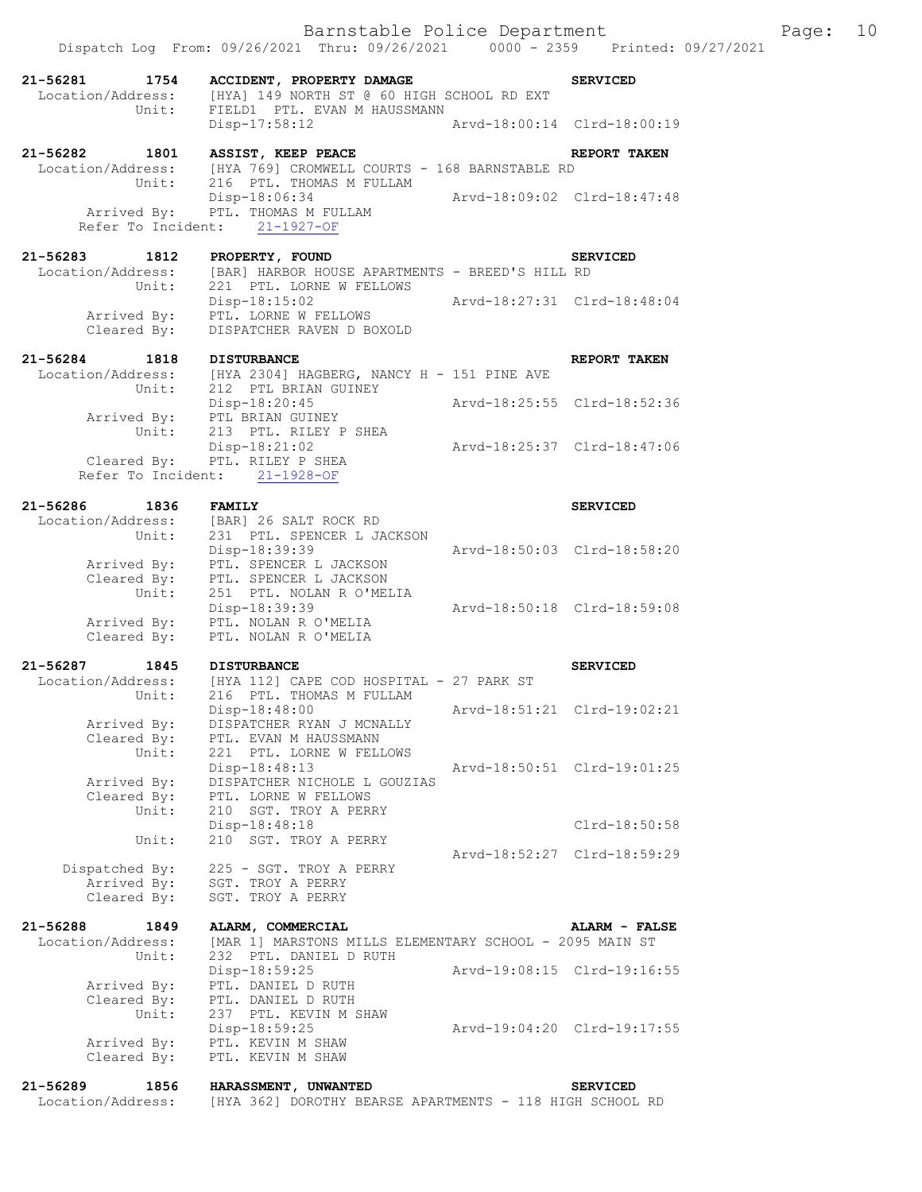**21-56281 1754 ACCIDENT, PROPERTY DAMAGE SERVICED**
Location/Address: [HYA] 149 NORTH ST @ 60 HIGH SCHOOL RD EXT
Unit: FIELD1 PTL. EVAN M HAUSSMANN
Disp-17:58:12 Arvd-18:00:14 Clrd-18:00:19

**21-56282 1801 ASSIST, KEEP PEACE REPORT TAKEN**
Location/Address: [HYA 769] CROMWELL COURTS - 168 BARNSTABLE RD
Unit: 216 PTL. THOMAS M FULLAM
Disp-18:06:34 Arvd-18:09:02 Clrd-18:47:48
Arrived By: PTL. THOMAS M FULLAM
Refer To Incident: 21-1927-OF

**21-56283 1812 PROPERTY, FOUND SERVICED**
Location/Address: [BAR] HARBOR HOUSE APARTMENTS - BREED'S HILL RD
Unit: 221 PTL. LORNE W FELLOWS
Disp-18:15:02 Arvd-18:27:31 Clrd-18:48:04
Arrived By: PTL. LORNE W FELLOWS
Cleared By: DISPATCHER RAVEN D BOXOLD

**21-56284 1818 DISTURBANCE REPORT TAKEN**
Location/Address: [HYA 2304] HAGBERG, NANCY H - 151 PINE AVE
Unit: 212 PTL BRIAN GUINEY
Disp-18:20:45 Arvd-18:25:55 Clrd-18:52:36
Arrived By: PTL BRIAN GUINEY
Unit: 213 PTL. RILEY P SHEA
Disp-18:21:02 Arvd-18:25:37 Clrd-18:47:06
Cleared By: PTL. RILEY P SHEA
Refer To Incident: 21-1928-OF

**21-56286 1836 FAMILY SERVICED**
Location/Address: [BAR] 26 SALT ROCK RD
Unit: 231 PTL. SPENCER L JACKSON
Disp-18:39:39 Arvd-18:50:03 Clrd-18:58:20
Arrived By: PTL. SPENCER L JACKSON
Cleared By: PTL. SPENCER L JACKSON
Unit: 251 PTL. NOLAN R O'MELIA
Disp-18:39:39 Arvd-18:50:18 Clrd-18:59:08
Arrived By: PTL. NOLAN R O'MELIA
Cleared By: PTL. NOLAN R O'MELIA

**21-56287 1845 DISTURBANCE SERVICED**
Location/Address: [HYA 112] CAPE COD HOSPITAL - 27 PARK ST
Unit: 216 PTL. THOMAS M FULLAM
Disp-18:48:00 Arvd-18:51:21 Clrd-19:02:21
Arrived By: DISPATCHER RYAN J MCNALLY
Cleared By: PTL. EVAN M HAUSSMANN
Unit: 221 PTL. LORNE W FELLOWS
Disp-18:48:13 Arvd-18:50:51 Clrd-19:01:25
Arrived By: DISPATCHER NICHOLE L GOUZIAS
Cleared By: PTL. LORNE W FELLOWS
Unit: 210 SGT. TROY A PERRY
Disp-18:48:18 Clrd-18:50:58
Unit: 210 SGT. TROY A PERRY
Arvd-18:52:27 Clrd-18:59:29
Dispatched By: 225 - SGT. TROY A PERRY
Arrived By: SGT. TROY A PERRY
Cleared By: SGT. TROY A PERRY

**21-56288 1849 ALARM, COMMERCIAL ALARM - FALSE**
Location/Address: [MAR 1] MARSTONS MILLS ELEMENTARY SCHOOL - 2095 MAIN ST
Unit: 232 PTL. DANIEL D RUTH
Disp-18:59:25 Arvd-19:08:15 Clrd-19:16:55
Arrived By: PTL. DANIEL D RUTH
Cleared By: PTL. DANIEL D RUTH
Unit: 237 PTL. KEVIN M SHAW
Disp-18:59:25 Arvd-19:04:20 Clrd-19:17:55
Arrived By: PTL. KEVIN M SHAW
Cleared By: PTL. KEVIN M SHAW

**21-56289 1856 HARASSMENT, UNWANTED SERVICED**
Location/Address: [HYA 362] DOROTHY BEARSE APARTMENTS - 118 HIGH SCHOOL RD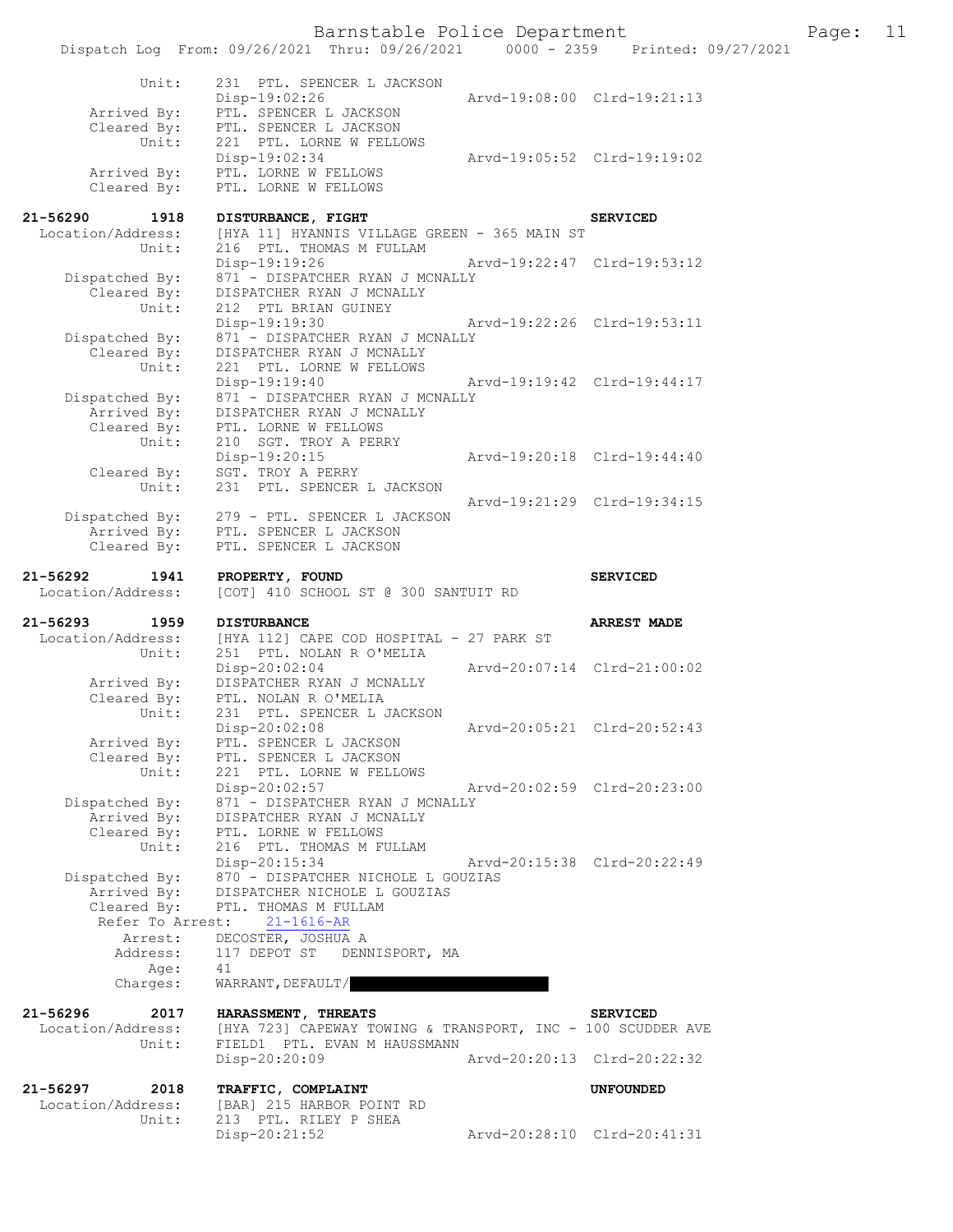```
          Unit:     231  PTL. SPENCER L JACKSON
                    Disp-19:02:26                 Arvd-19:08:00  Clrd-19:21:13
    Arrived By:     PTL. SPENCER L JACKSON
    Cleared By:     PTL. SPENCER L JACKSON
          Unit:     221  PTL. LORNE W FELLOWS
                    Disp-19:02:34                 Arvd-19:05:52  Clrd-19:19:02
    Arrived By:     PTL. LORNE W FELLOWS
    Cleared By:     PTL. LORNE W FELLOWS

21-56290        1918    DISTURBANCE, FIGHT                            SERVICED
  Location/Address:     [HYA 11] HYANNIS VILLAGE GREEN - 365 MAIN ST
          Unit:     216  PTL. THOMAS M FULLAM
                    Disp-19:19:26                 Arvd-19:22:47  Clrd-19:53:12
 Dispatched By:     871 - DISPATCHER RYAN J MCNALLY
    Cleared By:     DISPATCHER RYAN J MCNALLY
          Unit:     212  PTL BRIAN GUINEY
                    Disp-19:19:30                 Arvd-19:22:26  Clrd-19:53:11
 Dispatched By:     871 - DISPATCHER RYAN J MCNALLY
    Cleared By:     DISPATCHER RYAN J MCNALLY
          Unit:     221  PTL. LORNE W FELLOWS
                    Disp-19:19:40                 Arvd-19:19:42  Clrd-19:44:17
 Dispatched By:     871 - DISPATCHER RYAN J MCNALLY
    Arrived By:     DISPATCHER RYAN J MCNALLY
    Cleared By:     PTL. LORNE W FELLOWS
          Unit:     210  SGT. TROY A PERRY
                    Disp-19:20:15                 Arvd-19:20:18  Clrd-19:44:40
    Cleared By:     SGT. TROY A PERRY
          Unit:     231  PTL. SPENCER L JACKSON
                                                  Arvd-19:21:29  Clrd-19:34:15
 Dispatched By:     279 - PTL. SPENCER L JACKSON
    Arrived By:     PTL. SPENCER L JACKSON
    Cleared By:     PTL. SPENCER L JACKSON

21-56292        1941    PROPERTY, FOUND                               SERVICED
  Location/Address:     [COT] 410 SCHOOL ST @ 300 SANTUIT RD

21-56293        1959    DISTURBANCE                                   ARREST MADE
  Location/Address:     [HYA 112] CAPE COD HOSPITAL - 27 PARK ST
          Unit:     251  PTL. NOLAN R O'MELIA
                    Disp-20:02:04                 Arvd-20:07:14  Clrd-21:00:02
    Arrived By:     DISPATCHER RYAN J MCNALLY
    Cleared By:     PTL. NOLAN R O'MELIA
          Unit:     231  PTL. SPENCER L JACKSON
                    Disp-20:02:08                 Arvd-20:05:21  Clrd-20:52:43
    Arrived By:     PTL. SPENCER L JACKSON
    Cleared By:     PTL. SPENCER L JACKSON
          Unit:     221  PTL. LORNE W FELLOWS
                    Disp-20:02:57                 Arvd-20:02:59  Clrd-20:23:00
 Dispatched By:     871 - DISPATCHER RYAN J MCNALLY
    Arrived By:     DISPATCHER RYAN J MCNALLY
    Cleared By:     PTL. LORNE W FELLOWS
          Unit:     216  PTL. THOMAS M FULLAM
                    Disp-20:15:34                 Arvd-20:15:38  Clrd-20:22:49
 Dispatched By:     870 - DISPATCHER NICHOLE L GOUZIAS
    Arrived By:     DISPATCHER NICHOLE L GOUZIAS
    Cleared By:     PTL. THOMAS M FULLAM
      Refer To Arrest:    21-1616-AR
        Arrest:     DECOSTER, JOSHUA A
       Address:     117 DEPOT ST   DENNISPORT, MA
           Age:     41
       Charges:     WARRANT,DEFAULT/

21-56296        2017    HARASSMENT, THREATS                           SERVICED
  Location/Address:     [HYA 723] CAPEWAY TOWING & TRANSPORT, INC - 100 SCUDDER AVE
          Unit:     FIELD1  PTL. EVAN M HAUSSMANN
                    Disp-20:20:09                 Arvd-20:20:13  Clrd-20:22:32

21-56297        2018    TRAFFIC, COMPLAINT                            UNFOUNDED
  Location/Address:     [BAR] 215 HARBOR POINT RD
          Unit:     213  PTL. RILEY P SHEA
                    Disp-20:21:52                 Arvd-20:28:10  Clrd-20:41:31
```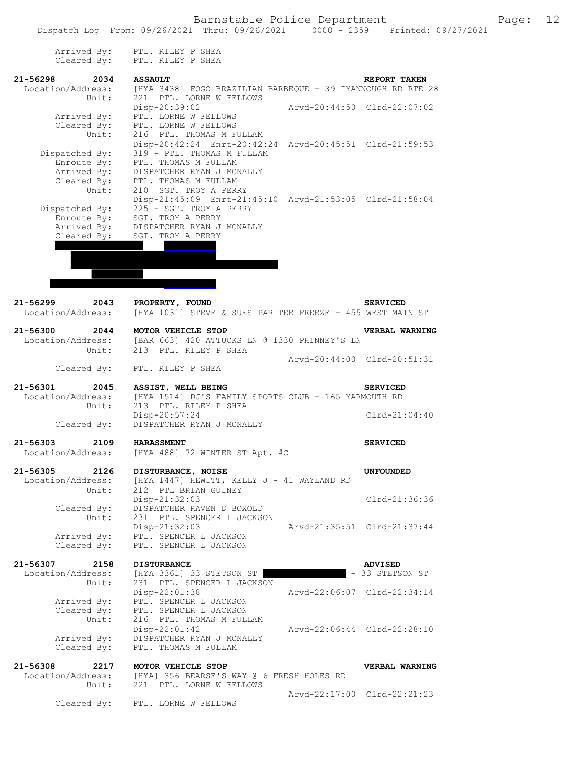```
        Arrived By:    PTL. RILEY P SHEA
        Cleared By:    PTL. RILEY P SHEA

21-56298      2034    ASSAULT                                          REPORT TAKEN
  Location/Address:    [HYA 3438] FOGO BRAZILIAN BARBEQUE - 39 IYANNOUGH RD RTE 28
             Unit:    221  PTL. LORNE W FELLOWS
                      Disp-20:39:02                    Arvd-20:44:50  Clrd-22:07:02
        Arrived By:    PTL. LORNE W FELLOWS
        Cleared By:    PTL. LORNE W FELLOWS
             Unit:    216  PTL. THOMAS M FULLAM
                      Disp-20:42:24  Enrt-20:42:24  Arvd-20:45:51  Clrd-21:59:53
     Dispatched By:    319 - PTL. THOMAS M FULLAM
        Enroute By:    PTL. THOMAS M FULLAM
        Arrived By:    DISPATCHER RYAN J MCNALLY
        Cleared By:    PTL. THOMAS M FULLAM
             Unit:    210  SGT. TROY A PERRY
                      Disp-21:45:09  Enrt-21:45:10  Arvd-21:53:05  Clrd-21:58:04
     Dispatched By:    225 - SGT. TROY A PERRY
        Enroute By:    SGT. TROY A PERRY
        Arrived By:    DISPATCHER RYAN J MCNALLY
        Cleared By:    SGT. TROY A PERRY

21-56299      2043    PROPERTY, FOUND                                  SERVICED
  Location/Address:    [HYA 1031] STEVE & SUES PAR TEE FREEZE - 455 WEST MAIN ST

21-56300      2044    MOTOR VEHICLE STOP                               VERBAL WARNING
  Location/Address:    [BAR 663] 420 ATTUCKS LN @ 1330 PHINNEY'S LN
             Unit:    213  PTL. RILEY P SHEA
                                                       Arvd-20:44:00  Clrd-20:51:31
        Cleared By:    PTL. RILEY P SHEA

21-56301      2045    ASSIST, WELL BEING                               SERVICED
  Location/Address:    [HYA 1514] DJ'S FAMILY SPORTS CLUB - 165 YARMOUTH RD
             Unit:    213  PTL. RILEY P SHEA
                      Disp-20:57:24                                   Clrd-21:04:40
        Cleared By:    DISPATCHER RYAN J MCNALLY

21-56303      2109    HARASSMENT                                       SERVICED
  Location/Address:    [HYA 488] 72 WINTER ST Apt. #C

21-56305      2126    DISTURBANCE, NOISE                               UNFOUNDED
  Location/Address:    [HYA 1447] HEWITT, KELLY J - 41 WAYLAND RD
             Unit:    212  PTL BRIAN GUINEY
                      Disp-21:32:03                                   Clrd-21:36:36
        Cleared By:    DISPATCHER RAVEN D BOXOLD
             Unit:    231  PTL. SPENCER L JACKSON
                      Disp-21:32:03                    Arvd-21:35:51  Clrd-21:37:44
        Arrived By:    PTL. SPENCER L JACKSON
        Cleared By:    PTL. SPENCER L JACKSON

21-56307      2158    DISTURBANCE                                      ADVISED
  Location/Address:    [HYA 3361] 33 STETSON ST                       - 33 STETSON ST
             Unit:    231  PTL. SPENCER L JACKSON
                      Disp-22:01:38                    Arvd-22:06:07  Clrd-22:34:14
        Arrived By:    PTL. SPENCER L JACKSON
        Cleared By:    PTL. SPENCER L JACKSON
             Unit:    216  PTL. THOMAS M FULLAM
                      Disp-22:01:42                    Arvd-22:06:44  Clrd-22:28:10
        Arrived By:    DISPATCHER RYAN J MCNALLY
        Cleared By:    PTL. THOMAS M FULLAM

21-56308      2217    MOTOR VEHICLE STOP                               VERBAL WARNING
  Location/Address:    [HYA] 356 BEARSE'S WAY @ 6 FRESH HOLES RD
             Unit:    221  PTL. LORNE W FELLOWS
                                                       Arvd-22:17:00  Clrd-22:21:23
        Cleared By:    PTL. LORNE W FELLOWS
```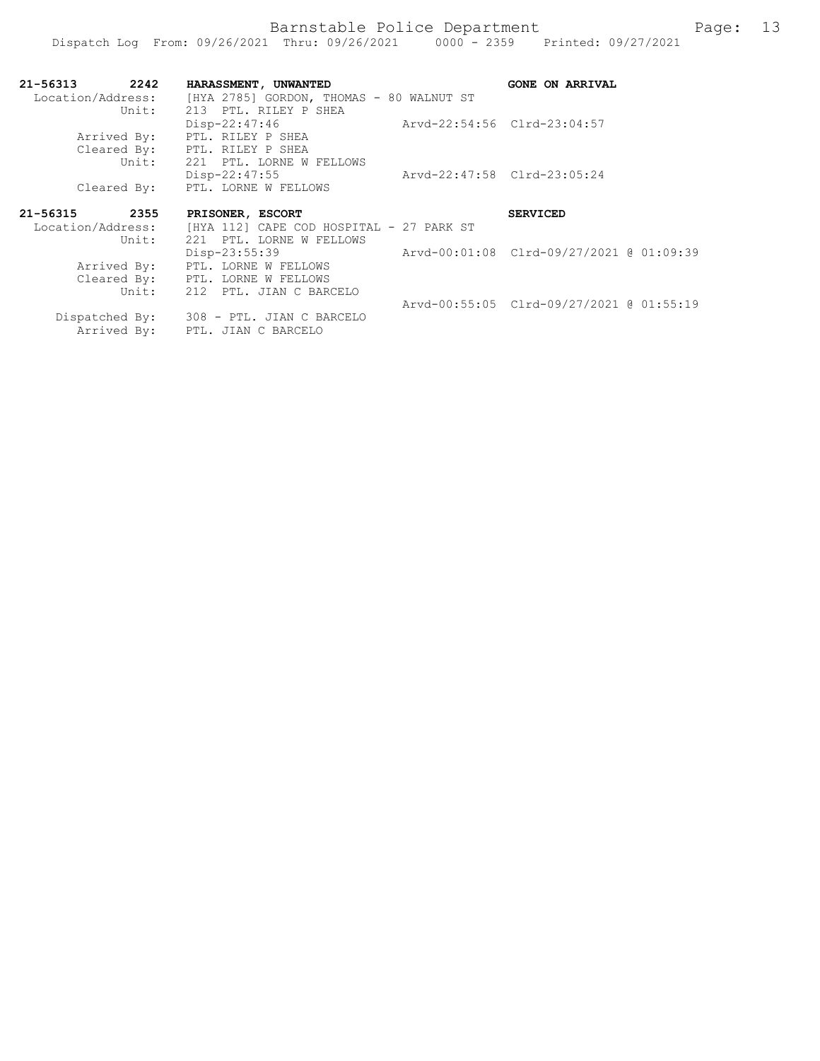**21-56313 2242 HARASSMENT, UNWANTED** **GONE ON ARRIVAL**

```
 Location/Address:   [HYA 2785] GORDON, THOMAS - 80 WALNUT ST
            Unit:    213  PTL. RILEY P SHEA
                     Disp-22:47:46                 Arvd-22:54:56  Clrd-23:04:57
      Arrived By:    PTL. RILEY P SHEA
      Cleared By:    PTL. RILEY P SHEA
            Unit:    221  PTL. LORNE W FELLOWS
                     Disp-22:47:55                 Arvd-22:47:58  Clrd-23:05:24
      Cleared By:    PTL. LORNE W FELLOWS
```

**21-56315 2355 PRISONER, ESCORT** **SERVICED**

```
 Location/Address:   [HYA 112] CAPE COD HOSPITAL - 27 PARK ST
            Unit:    221  PTL. LORNE W FELLOWS
                     Disp-23:55:39                 Arvd-00:01:08  Clrd-09/27/2021 @ 01:09:39
      Arrived By:    PTL. LORNE W FELLOWS
      Cleared By:    PTL. LORNE W FELLOWS
            Unit:    212  PTL. JIAN C BARCELO
                                                   Arvd-00:55:05  Clrd-09/27/2021 @ 01:55:19
   Dispatched By:    308 - PTL. JIAN C BARCELO
      Arrived By:    PTL. JIAN C BARCELO
```